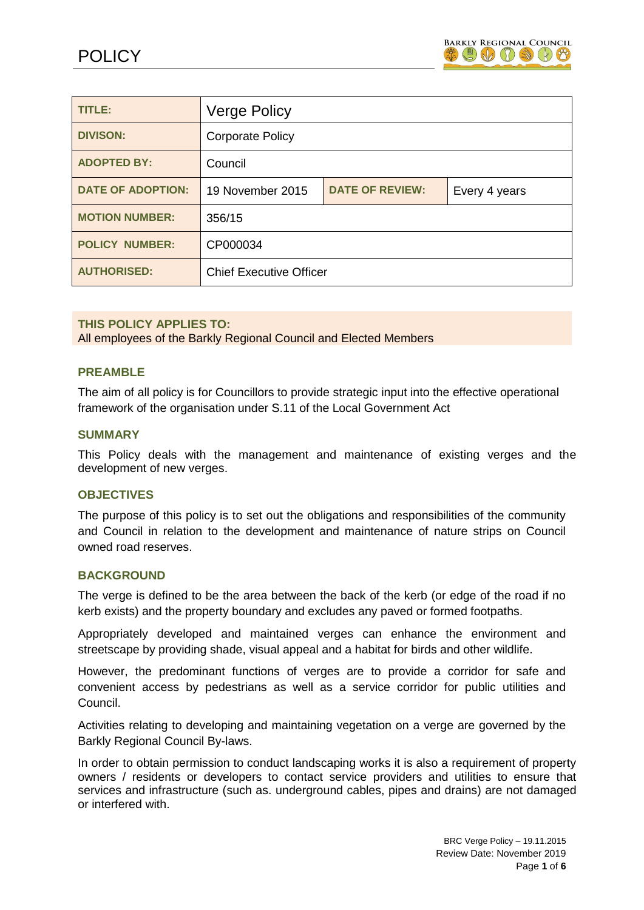# POLICY

| TITLE: | Verge Policy | | |
|---|---|---|---|
| DIVISON: | Corporate Policy | | |
| ADOPTED BY: | Council | | |
| DATE OF ADOPTION: | 19 November 2015 | DATE OF REVIEW: | Every 4 years |
| MOTION NUMBER: | 356/15 | | |
| POLICY NUMBER: | CP000034 | | |
| AUTHORISED: | Chief Executive Officer | | |

**THIS POLICY APPLIES TO:**
All employees of the Barkly Regional Council and Elected Members

## PREAMBLE

The aim of all policy is for Councillors to provide strategic input into the effective operational framework of the organisation under S.11 of the Local Government Act

## SUMMARY

This Policy deals with the management and maintenance of existing verges and the development of new verges.

## OBJECTIVES

The purpose of this policy is to set out the obligations and responsibilities of the community and Council in relation to the development and maintenance of nature strips on Council owned road reserves.

## BACKGROUND

The verge is defined to be the area between the back of the kerb (or edge of the road if no kerb exists) and the property boundary and excludes any paved or formed footpaths.

Appropriately developed and maintained verges can enhance the environment and streetscape by providing shade, visual appeal and a habitat for birds and other wildlife.

However, the predominant functions of verges are to provide a corridor for safe and convenient access by pedestrians as well as a service corridor for public utilities and Council.

Activities relating to developing and maintaining vegetation on a verge are governed by the Barkly Regional Council By-laws.

In order to obtain permission to conduct landscaping works it is also a requirement of property owners / residents or developers to contact service providers and utilities to ensure that services and infrastructure (such as. underground cables, pipes and drains) are not damaged or interfered with.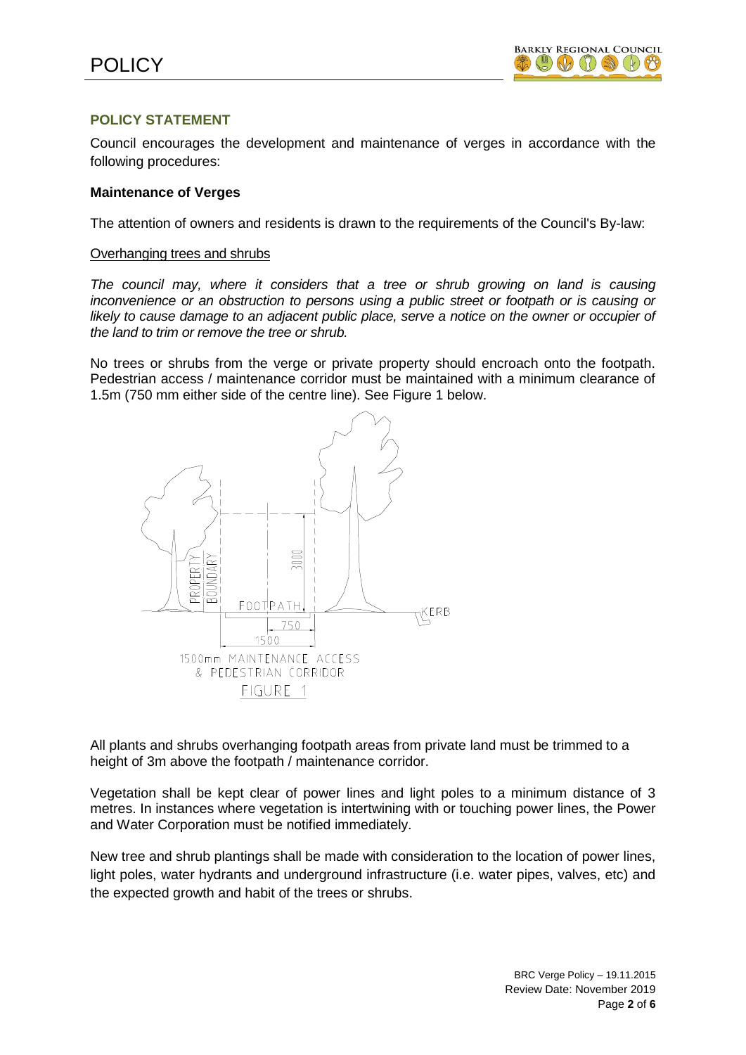## POLICY STATEMENT

Council encourages the development and maintenance of verges in accordance with the following procedures:

### Maintenance of Verges

The attention of owners and residents is drawn to the requirements of the Council's By-law:

Overhanging trees and shrubs

*The council may, where it considers that a tree or shrub growing on land is causing inconvenience or an obstruction to persons using a public street or footpath or is causing or likely to cause damage to an adjacent public place, serve a notice on the owner or occupier of the land to trim or remove the tree or shrub.*

No trees or shrubs from the verge or private property should encroach onto the footpath. Pedestrian access / maintenance corridor must be maintained with a minimum clearance of 1.5m (750 mm either side of the centre line). See Figure 1 below.

1500mm MAINTENANCE ACCESS & PEDESTRIAN CORRIDOR

FIGURE 1

All plants and shrubs overhanging footpath areas from private land must be trimmed to a height of 3m above the footpath / maintenance corridor.

Vegetation shall be kept clear of power lines and light poles to a minimum distance of 3 metres. In instances where vegetation is intertwining with or touching power lines, the Power and Water Corporation must be notified immediately.

New tree and shrub plantings shall be made with consideration to the location of power lines, light poles, water hydrants and underground infrastructure (i.e. water pipes, valves, etc) and the expected growth and habit of the trees or shrubs.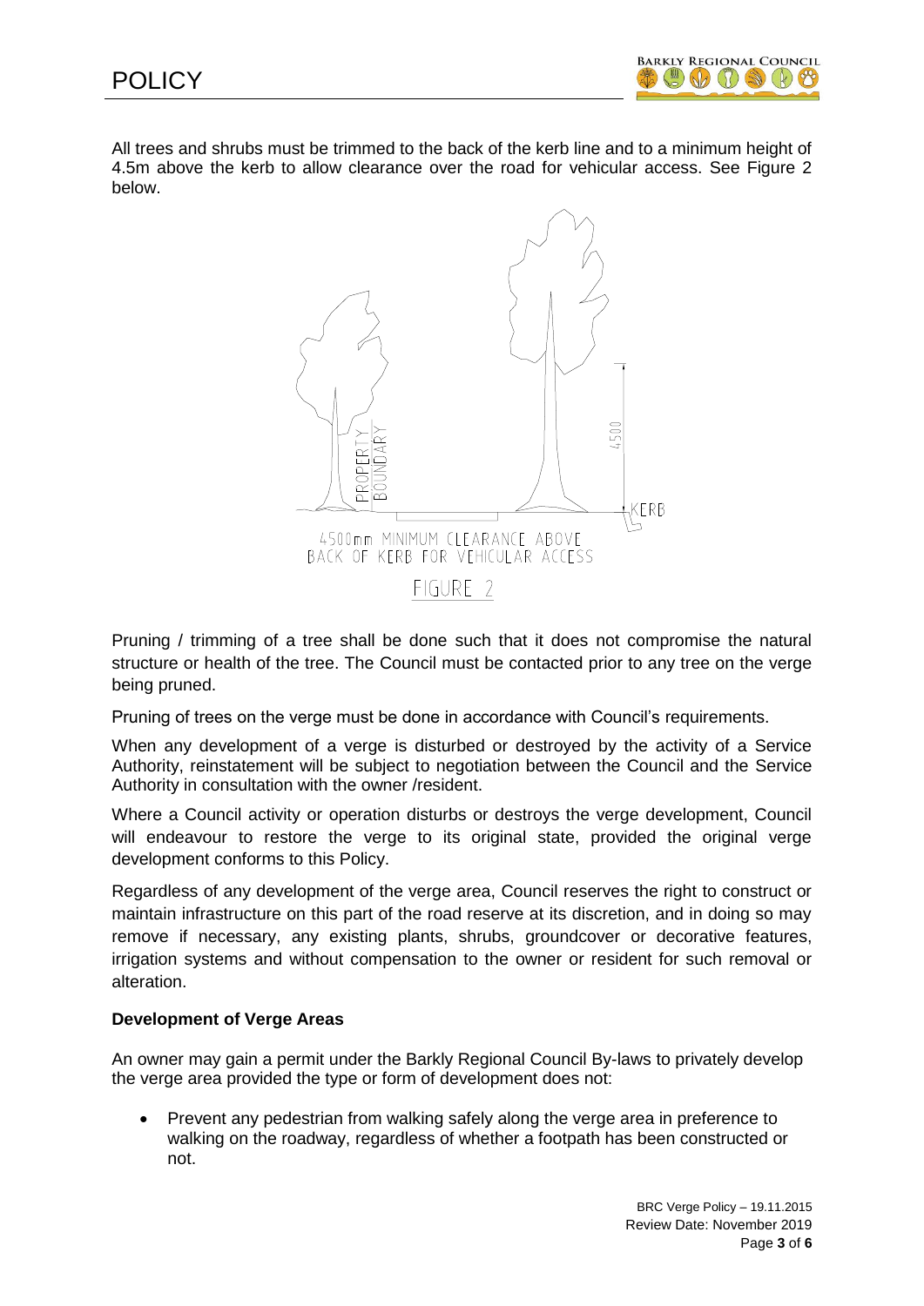All trees and shrubs must be trimmed to the back of the kerb line and to a minimum height of 4.5m above the kerb to allow clearance over the road for vehicular access. See Figure 2 below.

4500mm MINIMUM CLEARANCE ABOVE BACK OF KERB FOR VEHICULAR ACCESS

FIGURE 2

Pruning / trimming of a tree shall be done such that it does not compromise the natural structure or health of the tree. The Council must be contacted prior to any tree on the verge being pruned.

Pruning of trees on the verge must be done in accordance with Council's requirements.

When any development of a verge is disturbed or destroyed by the activity of a Service Authority, reinstatement will be subject to negotiation between the Council and the Service Authority in consultation with the owner /resident.

Where a Council activity or operation disturbs or destroys the verge development, Council will endeavour to restore the verge to its original state, provided the original verge development conforms to this Policy.

Regardless of any development of the verge area, Council reserves the right to construct or maintain infrastructure on this part of the road reserve at its discretion, and in doing so may remove if necessary, any existing plants, shrubs, groundcover or decorative features, irrigation systems and without compensation to the owner or resident for such removal or alteration.

**Development of Verge Areas**

An owner may gain a permit under the Barkly Regional Council By-laws to privately develop the verge area provided the type or form of development does not:

- Prevent any pedestrian from walking safely along the verge area in preference to walking on the roadway, regardless of whether a footpath has been constructed or not.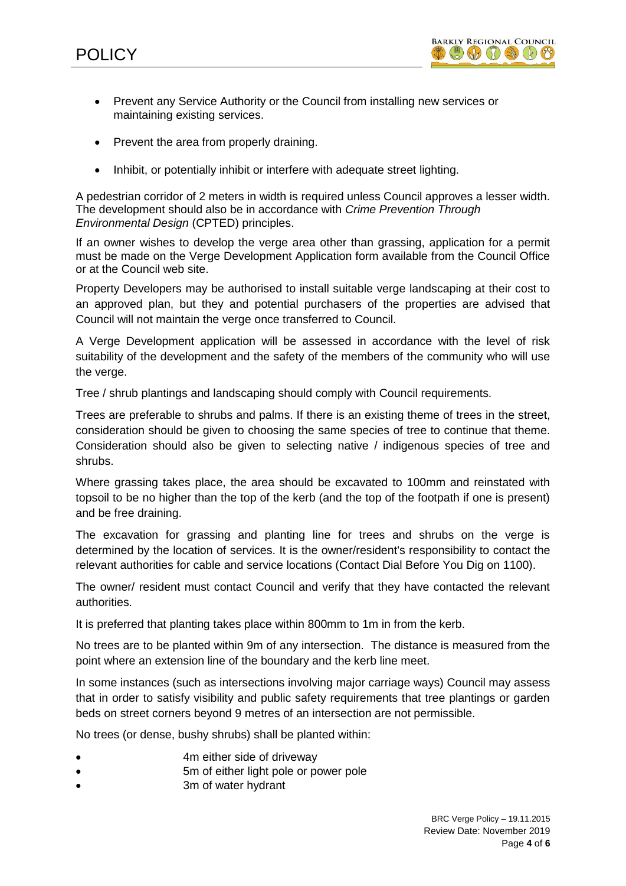- Prevent any Service Authority or the Council from installing new services or maintaining existing services.
- Prevent the area from properly draining.
- Inhibit, or potentially inhibit or interfere with adequate street lighting.

A pedestrian corridor of 2 meters in width is required unless Council approves a lesser width. The development should also be in accordance with *Crime Prevention Through Environmental Design* (CPTED) principles.

If an owner wishes to develop the verge area other than grassing, application for a permit must be made on the Verge Development Application form available from the Council Office or at the Council web site.

Property Developers may be authorised to install suitable verge landscaping at their cost to an approved plan, but they and potential purchasers of the properties are advised that Council will not maintain the verge once transferred to Council.

A Verge Development application will be assessed in accordance with the level of risk suitability of the development and the safety of the members of the community who will use the verge.

Tree / shrub plantings and landscaping should comply with Council requirements.

Trees are preferable to shrubs and palms. If there is an existing theme of trees in the street, consideration should be given to choosing the same species of tree to continue that theme. Consideration should also be given to selecting native / indigenous species of tree and shrubs.

Where grassing takes place, the area should be excavated to 100mm and reinstated with topsoil to be no higher than the top of the kerb (and the top of the footpath if one is present) and be free draining.

The excavation for grassing and planting line for trees and shrubs on the verge is determined by the location of services. It is the owner/resident's responsibility to contact the relevant authorities for cable and service locations (Contact Dial Before You Dig on 1100).

The owner/ resident must contact Council and verify that they have contacted the relevant authorities.

It is preferred that planting takes place within 800mm to 1m in from the kerb.

No trees are to be planted within 9m of any intersection. The distance is measured from the point where an extension line of the boundary and the kerb line meet.

In some instances (such as intersections involving major carriage ways) Council may assess that in order to satisfy visibility and public safety requirements that tree plantings or garden beds on street corners beyond 9 metres of an intersection are not permissible.

No trees (or dense, bushy shrubs) shall be planted within:

- 4m either side of driveway
- 5m of either light pole or power pole
- 3m of water hydrant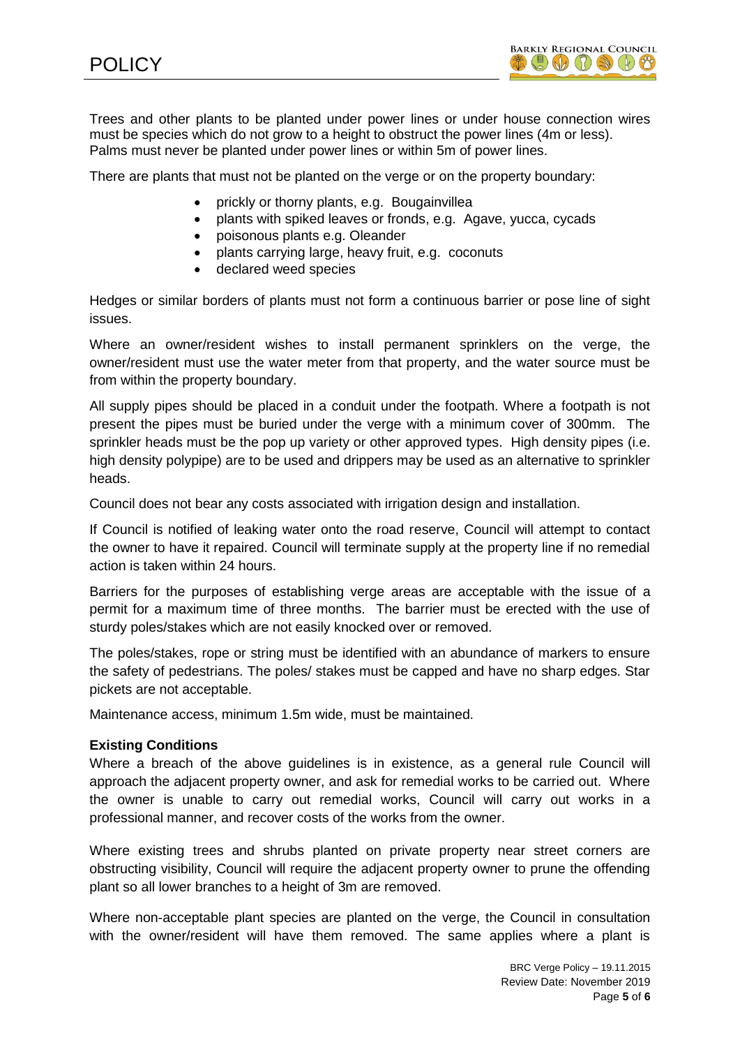Trees and other plants to be planted under power lines or under house connection wires must be species which do not grow to a height to obstruct the power lines (4m or less). Palms must never be planted under power lines or within 5m of power lines.

There are plants that must not be planted on the verge or on the property boundary:

- prickly or thorny plants, e.g. Bougainvillea
- plants with spiked leaves or fronds, e.g. Agave, yucca, cycads
- poisonous plants e.g. Oleander
- plants carrying large, heavy fruit, e.g. coconuts
- declared weed species

Hedges or similar borders of plants must not form a continuous barrier or pose line of sight issues.

Where an owner/resident wishes to install permanent sprinklers on the verge, the owner/resident must use the water meter from that property, and the water source must be from within the property boundary.

All supply pipes should be placed in a conduit under the footpath. Where a footpath is not present the pipes must be buried under the verge with a minimum cover of 300mm. The sprinkler heads must be the pop up variety or other approved types. High density pipes (i.e. high density polypipe) are to be used and drippers may be used as an alternative to sprinkler heads.

Council does not bear any costs associated with irrigation design and installation.

If Council is notified of leaking water onto the road reserve, Council will attempt to contact the owner to have it repaired. Council will terminate supply at the property line if no remedial action is taken within 24 hours.

Barriers for the purposes of establishing verge areas are acceptable with the issue of a permit for a maximum time of three months. The barrier must be erected with the use of sturdy poles/stakes which are not easily knocked over or removed.

The poles/stakes, rope or string must be identified with an abundance of markers to ensure the safety of pedestrians. The poles/ stakes must be capped and have no sharp edges. Star pickets are not acceptable.

Maintenance access, minimum 1.5m wide, must be maintained.

**Existing Conditions**

Where a breach of the above guidelines is in existence, as a general rule Council will approach the adjacent property owner, and ask for remedial works to be carried out. Where the owner is unable to carry out remedial works, Council will carry out works in a professional manner, and recover costs of the works from the owner.

Where existing trees and shrubs planted on private property near street corners are obstructing visibility, Council will require the adjacent property owner to prune the offending plant so all lower branches to a height of 3m are removed.

Where non-acceptable plant species are planted on the verge, the Council in consultation with the owner/resident will have them removed. The same applies where a plant is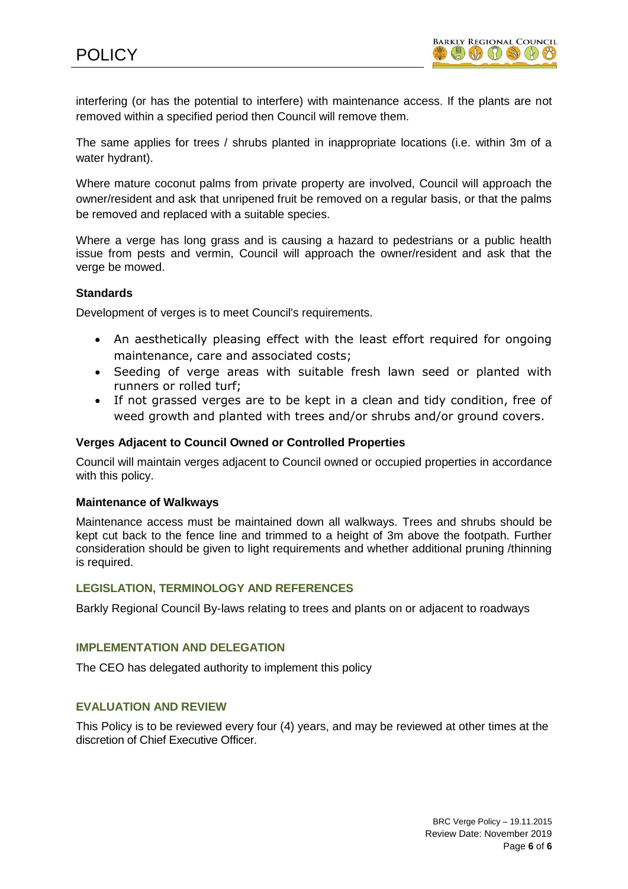interfering (or has the potential to interfere) with maintenance access. If the plants are not removed within a specified period then Council will remove them.

The same applies for trees / shrubs planted in inappropriate locations (i.e. within 3m of a water hydrant).

Where mature coconut palms from private property are involved, Council will approach the owner/resident and ask that unripened fruit be removed on a regular basis, or that the palms be removed and replaced with a suitable species.

Where a verge has long grass and is causing a hazard to pedestrians or a public health issue from pests and vermin, Council will approach the owner/resident and ask that the verge be mowed.

**Standards**

Development of verges is to meet Council's requirements.

- An aesthetically pleasing effect with the least effort required for ongoing maintenance, care and associated costs;
- Seeding of verge areas with suitable fresh lawn seed or planted with runners or rolled turf;
- If not grassed verges are to be kept in a clean and tidy condition, free of weed growth and planted with trees and/or shrubs and/or ground covers.

**Verges Adjacent to Council Owned or Controlled Properties**

Council will maintain verges adjacent to Council owned or occupied properties in accordance with this policy.

**Maintenance of Walkways**

Maintenance access must be maintained down all walkways. Trees and shrubs should be kept cut back to the fence line and trimmed to a height of 3m above the footpath. Further consideration should be given to light requirements and whether additional pruning /thinning is required.

## LEGISLATION, TERMINOLOGY AND REFERENCES

Barkly Regional Council By-laws relating to trees and plants on or adjacent to roadways

## IMPLEMENTATION AND DELEGATION

The CEO has delegated authority to implement this policy

## EVALUATION AND REVIEW

This Policy is to be reviewed every four (4) years, and may be reviewed at other times at the discretion of Chief Executive Officer.